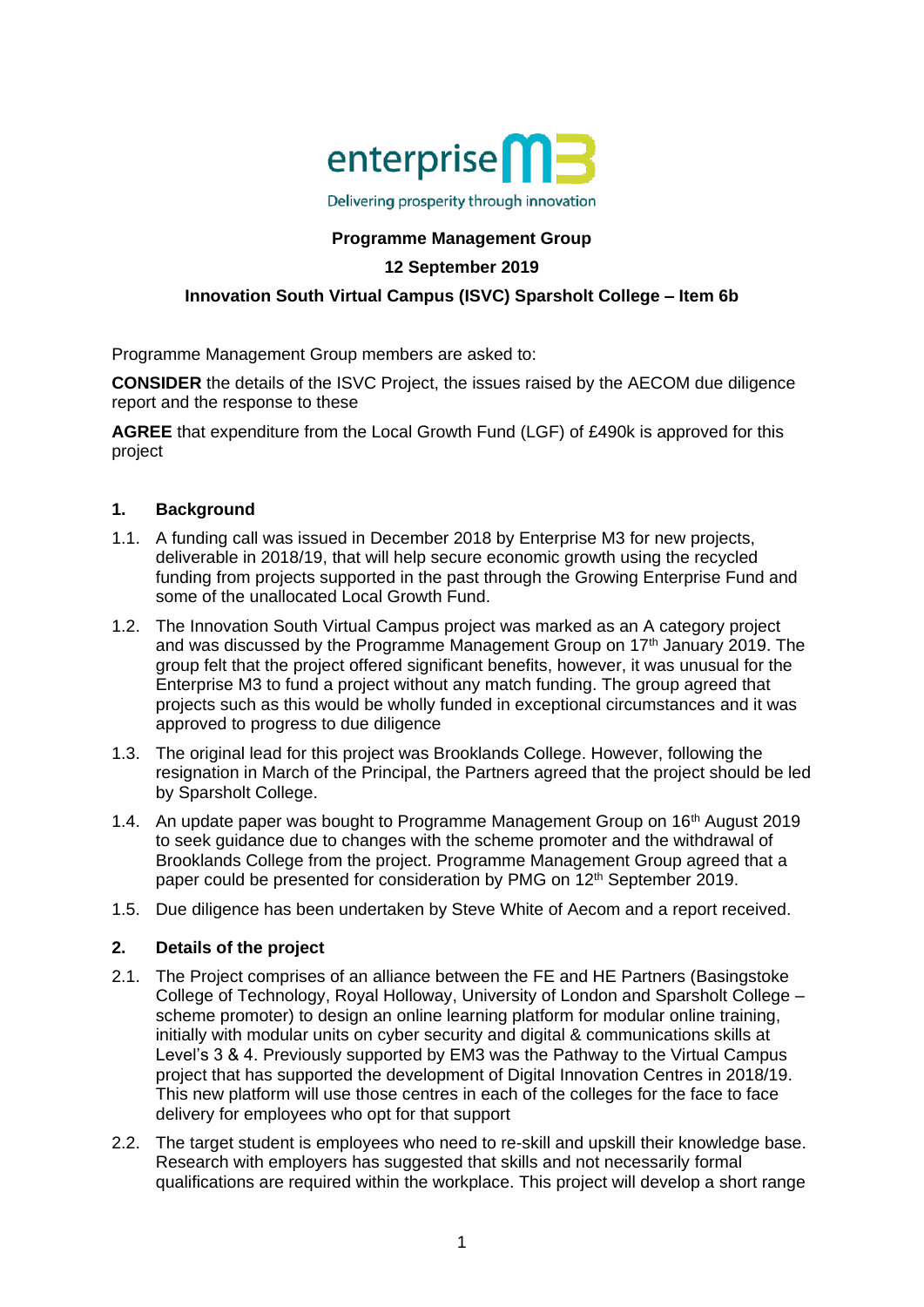enterprise M3

Delivering prosperity through innovation

**Programme Management Group**

**12 September 2019**

**Innovation South Virtual Campus (ISVC) Sparsholt College – Item 6b**

Programme Management Group members are asked to:

**CONSIDER** the details of the ISVC Project, the issues raised by the AECOM due diligence report and the response to these

**AGREE** that expenditure from the Local Growth Fund (LGF) of £490k is approved for this project

## 1. Background

1.1. A funding call was issued in December 2018 by Enterprise M3 for new projects, deliverable in 2018/19, that will help secure economic growth using the recycled funding from projects supported in the past through the Growing Enterprise Fund and some of the unallocated Local Growth Fund.

1.2. The Innovation South Virtual Campus project was marked as an A category project and was discussed by the Programme Management Group on 17th January 2019. The group felt that the project offered significant benefits, however, it was unusual for the Enterprise M3 to fund a project without any match funding. The group agreed that projects such as this would be wholly funded in exceptional circumstances and it was approved to progress to due diligence

1.3. The original lead for this project was Brooklands College. However, following the resignation in March of the Principal, the Partners agreed that the project should be led by Sparsholt College.

1.4. An update paper was bought to Programme Management Group on 16th August 2019 to seek guidance due to changes with the scheme promoter and the withdrawal of Brooklands College from the project. Programme Management Group agreed that a paper could be presented for consideration by PMG on 12th September 2019.

1.5. Due diligence has been undertaken by Steve White of Aecom and a report received.

## 2. Details of the project

2.1. The Project comprises of an alliance between the FE and HE Partners (Basingstoke College of Technology, Royal Holloway, University of London and Sparsholt College – scheme promoter) to design an online learning platform for modular online training, initially with modular units on cyber security and digital & communications skills at Level's 3 & 4. Previously supported by EM3 was the Pathway to the Virtual Campus project that has supported the development of Digital Innovation Centres in 2018/19. This new platform will use those centres in each of the colleges for the face to face delivery for employees who opt for that support

2.2. The target student is employees who need to re-skill and upskill their knowledge base. Research with employers has suggested that skills and not necessarily formal qualifications are required within the workplace. This project will develop a short range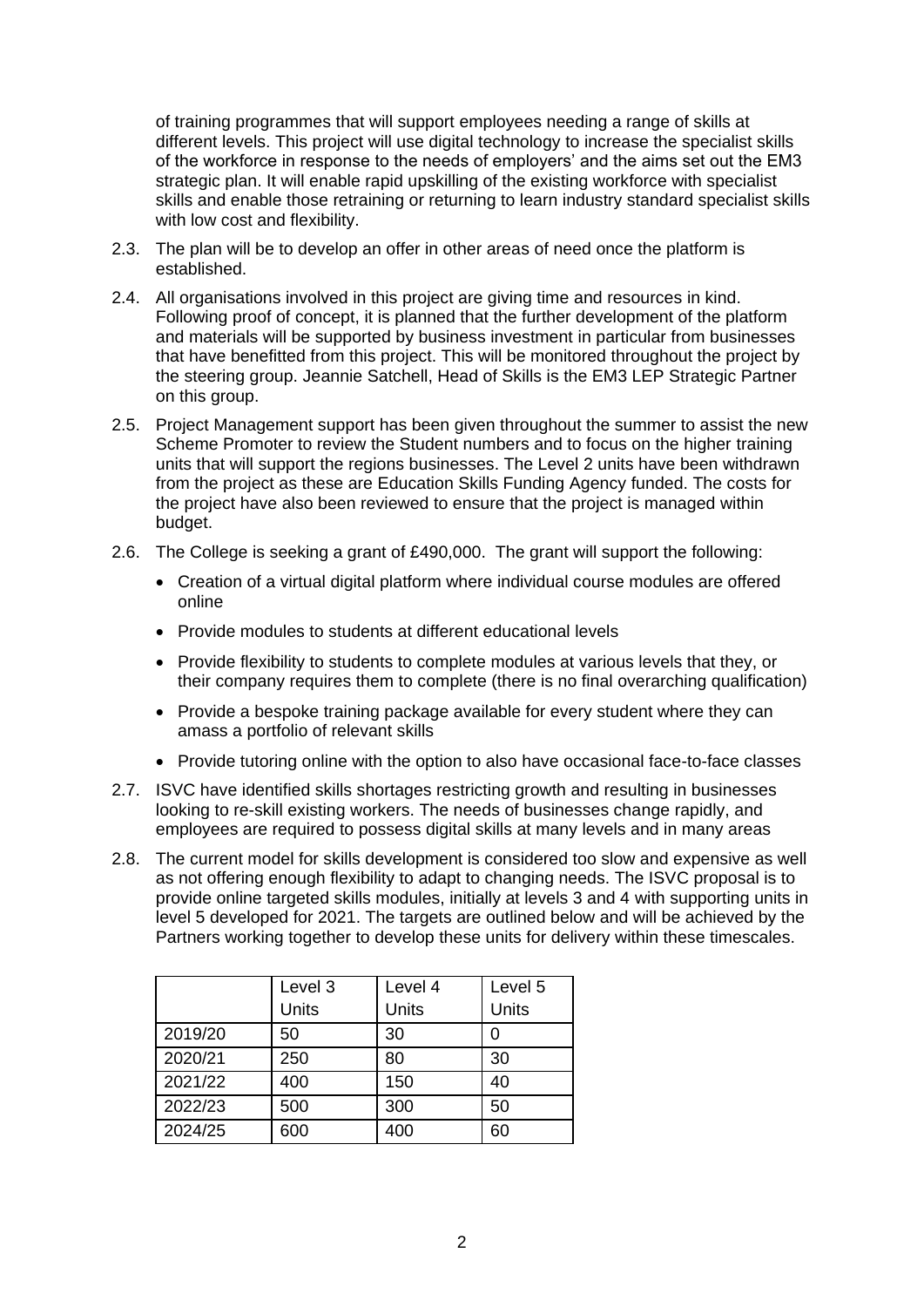of training programmes that will support employees needing a range of skills at different levels. This project will use digital technology to increase the specialist skills of the workforce in response to the needs of employers' and the aims set out the EM3 strategic plan. It will enable rapid upskilling of the existing workforce with specialist skills and enable those retraining or returning to learn industry standard specialist skills with low cost and flexibility.

2.3. The plan will be to develop an offer in other areas of need once the platform is established.

2.4. All organisations involved in this project are giving time and resources in kind. Following proof of concept, it is planned that the further development of the platform and materials will be supported by business investment in particular from businesses that have benefitted from this project. This will be monitored throughout the project by the steering group. Jeannie Satchell, Head of Skills is the EM3 LEP Strategic Partner on this group.

2.5. Project Management support has been given throughout the summer to assist the new Scheme Promoter to review the Student numbers and to focus on the higher training units that will support the regions businesses. The Level 2 units have been withdrawn from the project as these are Education Skills Funding Agency funded. The costs for the project have also been reviewed to ensure that the project is managed within budget.

2.6. The College is seeking a grant of £490,000. The grant will support the following:

- Creation of a virtual digital platform where individual course modules are offered online
- Provide modules to students at different educational levels
- Provide flexibility to students to complete modules at various levels that they, or their company requires them to complete (there is no final overarching qualification)
- Provide a bespoke training package available for every student where they can amass a portfolio of relevant skills
- Provide tutoring online with the option to also have occasional face-to-face classes

2.7. ISVC have identified skills shortages restricting growth and resulting in businesses looking to re-skill existing workers. The needs of businesses change rapidly, and employees are required to possess digital skills at many levels and in many areas

2.8. The current model for skills development is considered too slow and expensive as well as not offering enough flexibility to adapt to changing needs. The ISVC proposal is to provide online targeted skills modules, initially at levels 3 and 4 with supporting units in level 5 developed for 2021. The targets are outlined below and will be achieved by the Partners working together to develop these units for delivery within these timescales.

| | Level 3 Units | Level 4 Units | Level 5 Units |
|---|---|---|---|
| 2019/20 | 50 | 30 | 0 |
| 2020/21 | 250 | 80 | 30 |
| 2021/22 | 400 | 150 | 40 |
| 2022/23 | 500 | 300 | 50 |
| 2024/25 | 600 | 400 | 60 |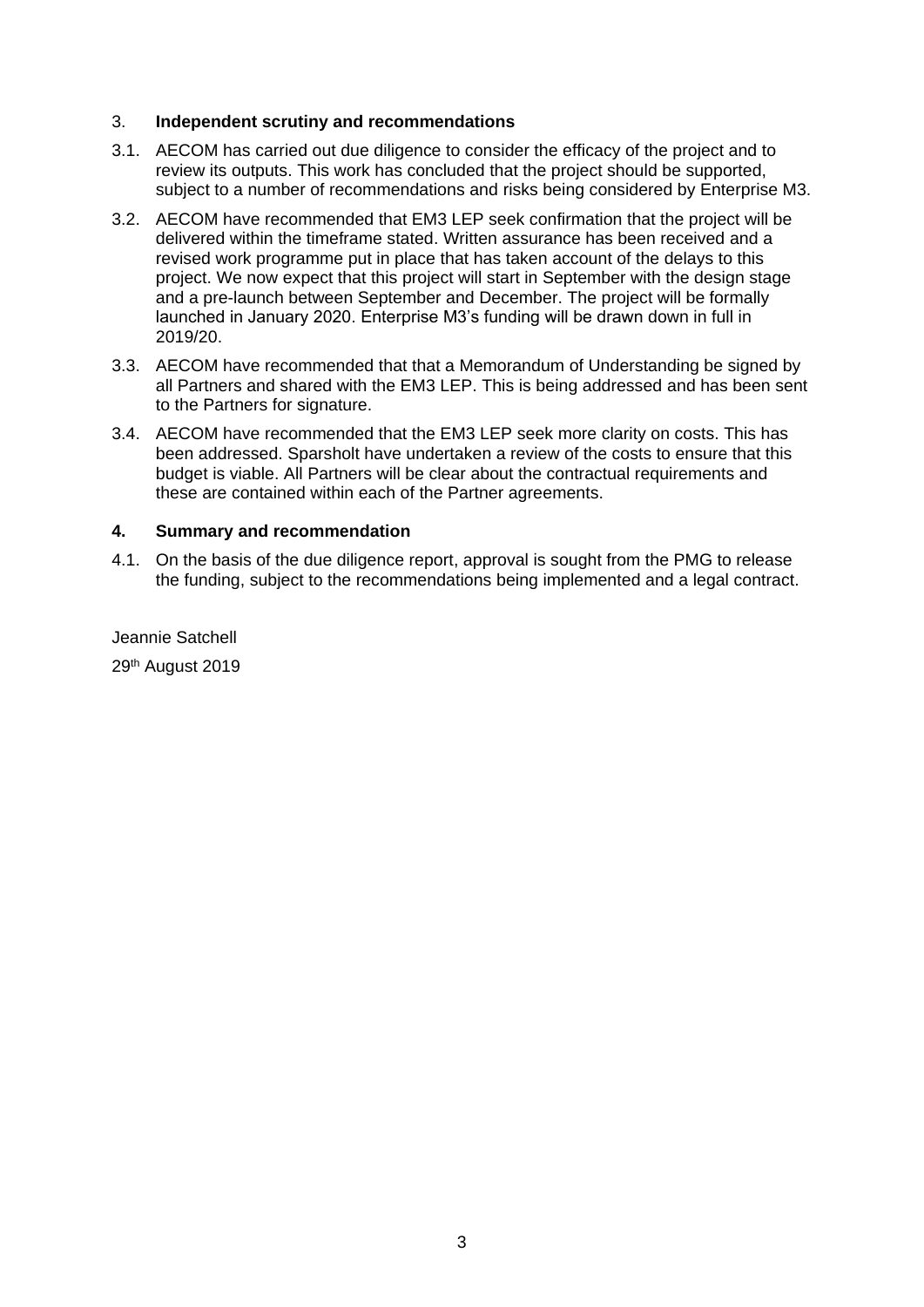## 3. **Independent scrutiny and recommendations**

3.1. AECOM has carried out due diligence to consider the efficacy of the project and to review its outputs. This work has concluded that the project should be supported, subject to a number of recommendations and risks being considered by Enterprise M3.

3.2. AECOM have recommended that EM3 LEP seek confirmation that the project will be delivered within the timeframe stated. Written assurance has been received and a revised work programme put in place that has taken account of the delays to this project. We now expect that this project will start in September with the design stage and a pre-launch between September and December. The project will be formally launched in January 2020. Enterprise M3's funding will be drawn down in full in 2019/20.

3.3. AECOM have recommended that that a Memorandum of Understanding be signed by all Partners and shared with the EM3 LEP. This is being addressed and has been sent to the Partners for signature.

3.4. AECOM have recommended that the EM3 LEP seek more clarity on costs. This has been addressed. Sparsholt have undertaken a review of the costs to ensure that this budget is viable. All Partners will be clear about the contractual requirements and these are contained within each of the Partner agreements.

## 4. **Summary and recommendation**

4.1. On the basis of the due diligence report, approval is sought from the PMG to release the funding, subject to the recommendations being implemented and a legal contract.

Jeannie Satchell

29th August 2019